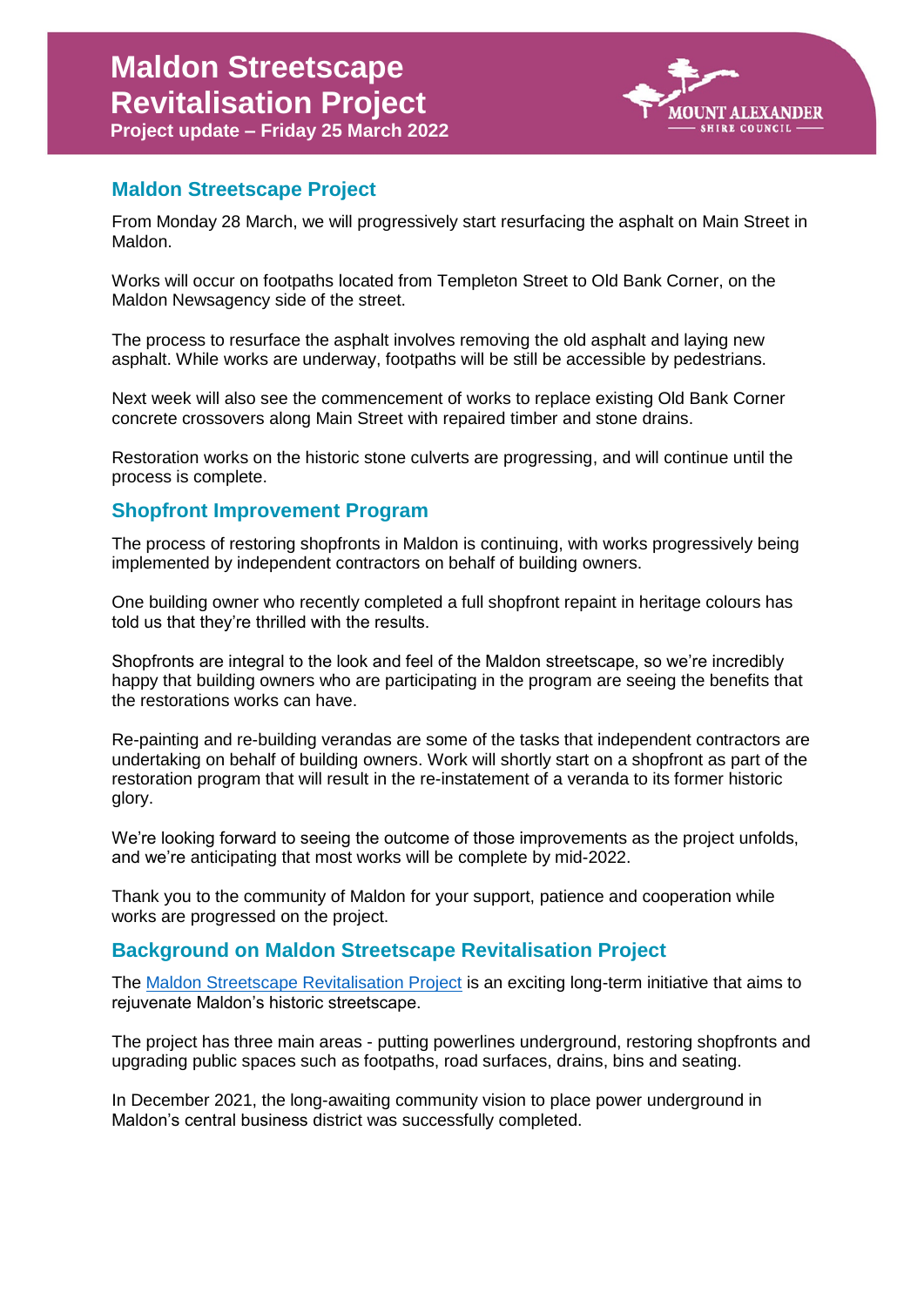# Maldon Streetscape Revitalisation Project

**Project update – Friday 25 March 2022**

## Maldon Streetscape Project

From Monday 28 March, we will progressively start resurfacing the asphalt on Main Street in Maldon.

Works will occur on footpaths located from Templeton Street to Old Bank Corner, on the Maldon Newsagency side of the street.

The process to resurface the asphalt involves removing the old asphalt and laying new asphalt. While works are underway, footpaths will be still be accessible by pedestrians.

Next week will also see the commencement of works to replace existing Old Bank Corner concrete crossovers along Main Street with repaired timber and stone drains.

Restoration works on the historic stone culverts are progressing, and will continue until the process is complete.

## Shopfront Improvement Program

The process of restoring shopfronts in Maldon is continuing, with works progressively being implemented by independent contractors on behalf of building owners.

One building owner who recently completed a full shopfront repaint in heritage colours has told us that they're thrilled with the results.

Shopfronts are integral to the look and feel of the Maldon streetscape, so we're incredibly happy that building owners who are participating in the program are seeing the benefits that the restorations works can have.

Re-painting and re-building verandas are some of the tasks that independent contractors are undertaking on behalf of building owners. Work will shortly start on a shopfront as part of the restoration program that will result in the re-instatement of a veranda to its former historic glory.

We're looking forward to seeing the outcome of those improvements as the project unfolds, and we're anticipating that most works will be complete by mid-2022.

Thank you to the community of Maldon for your support, patience and cooperation while works are progressed on the project.

## Background on Maldon Streetscape Revitalisation Project

The [Maldon Streetscape Revitalisation Project] is an exciting long-term initiative that aims to rejuvenate Maldon's historic streetscape.

The project has three main areas - putting powerlines underground, restoring shopfronts and upgrading public spaces such as footpaths, road surfaces, drains, bins and seating.

In December 2021, the long-awaiting community vision to place power underground in Maldon's central business district was successfully completed.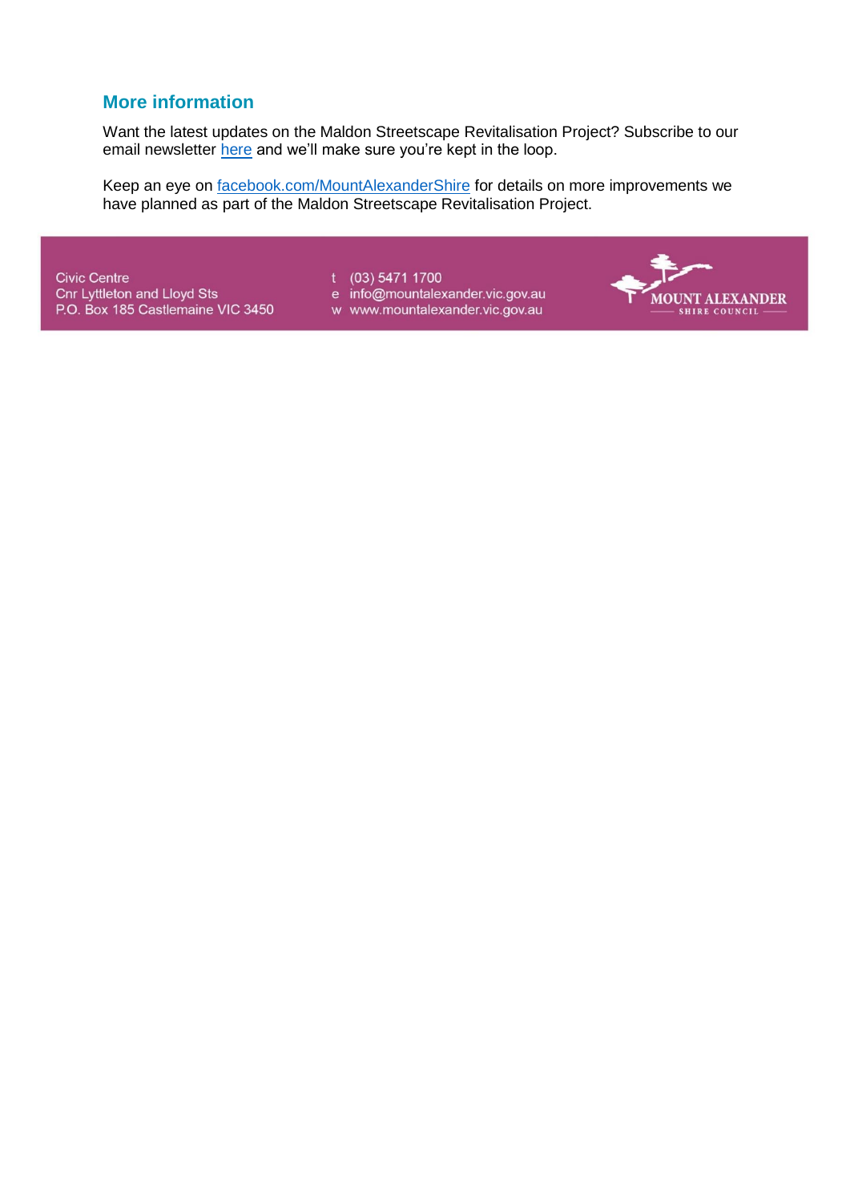## More information

Want the latest updates on the Maldon Streetscape Revitalisation Project? Subscribe to our email newsletter here and we'll make sure you're kept in the loop.

Keep an eye on facebook.com/MountAlexanderShire for details on more improvements we have planned as part of the Maldon Streetscape Revitalisation Project.

Civic Centre
Cnr Lyttleton and Lloyd Sts
P.O. Box 185 Castlemaine VIC 3450

t (03) 5471 1700
e info@mountalexander.vic.gov.au
w www.mountalexander.vic.gov.au

MOUNT ALEXANDER
SHIRE COUNCIL